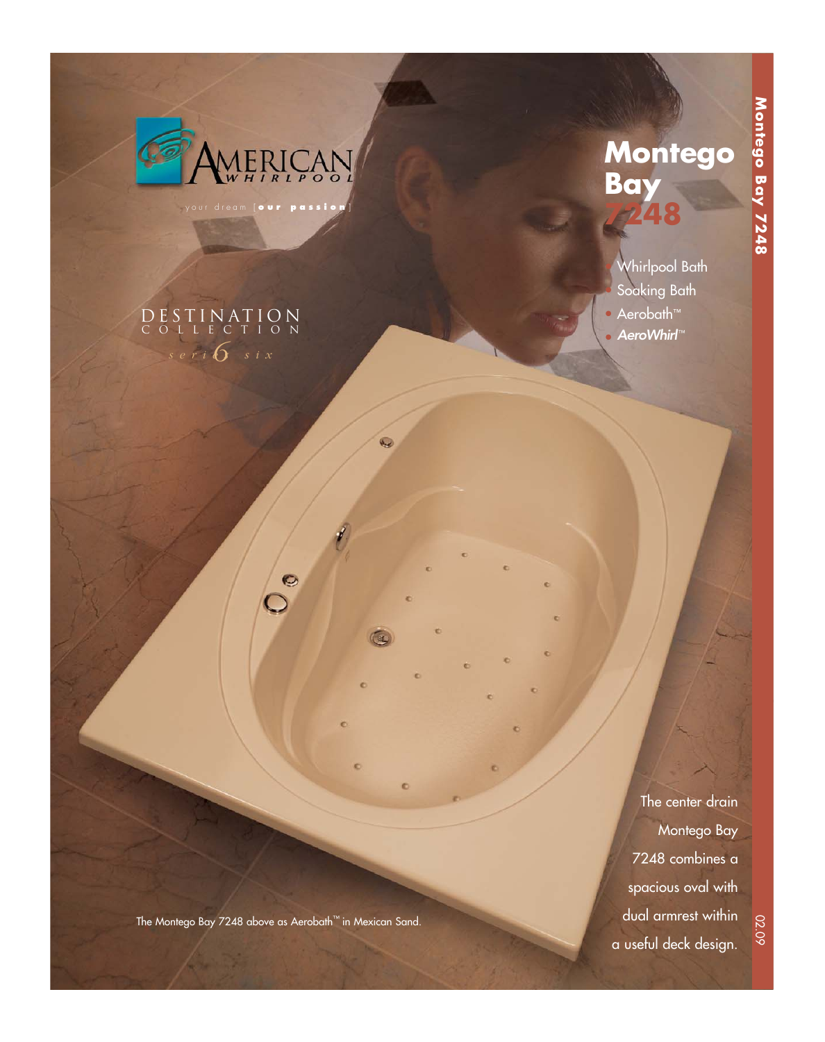AMERICAN WHIRLPOOL

your dream [**our passion**]

DESTINATION COLLECTION

*series six*

# Montego Bay 7248

- Whirlpool Bath
- Soaking Bath
- Aerobath™
- ***AeroWhirl***™

The center drain Montego Bay 7248 combines a spacious oval with dual armrest within a useful deck design.

The Montego Bay 7248 above as Aerobath™ in Mexican Sand.

02.09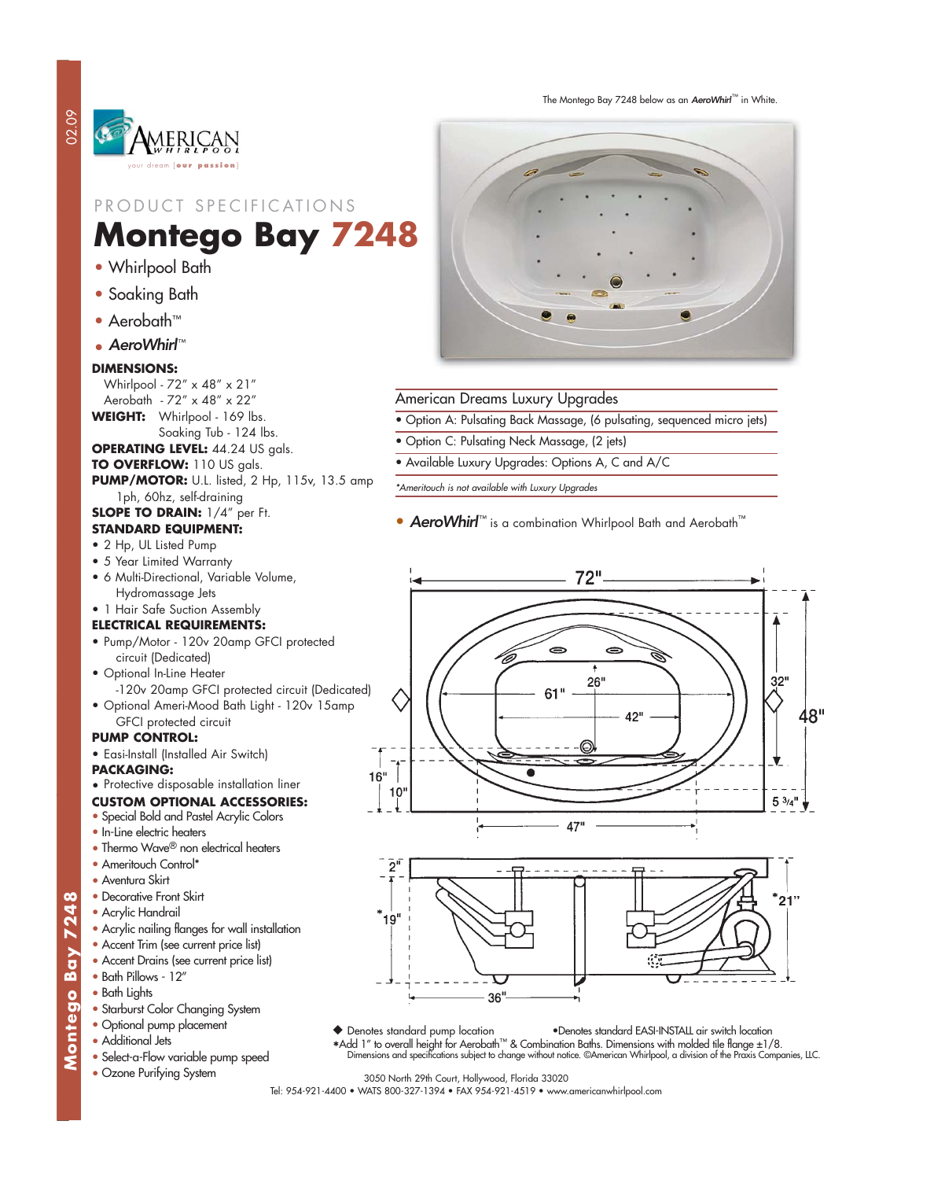# AMERICAN WHIRLPOOL

your dream [our passion]

PRODUCT SPECIFICATIONS

# Montego Bay 7248

- Whirlpool Bath
- Soaking Bath
- Aerobath™
- *AeroWhirl*™

**DIMENSIONS:**
Whirlpool - 72″ x 48″ x 21″
Aerobath - 72″ x 48″ x 22″

**WEIGHT:** Whirlpool - 169 lbs.
Soaking Tub - 124 lbs.

**OPERATING LEVEL:** 44.24 US gals.

**TO OVERFLOW:** 110 US gals.

**PUMP/MOTOR:** U.L. listed, 2 Hp, 115v, 13.5 amp 1ph, 60hz, self-draining

**SLOPE TO DRAIN:** 1/4″ per Ft.

**STANDARD EQUIPMENT:**
- 2 Hp, UL Listed Pump
- 5 Year Limited Warranty
- 6 Multi-Directional, Variable Volume, Hydromassage Jets
- 1 Hair Safe Suction Assembly

**ELECTRICAL REQUIREMENTS:**
- Pump/Motor - 120v 20amp GFCI protected circuit (Dedicated)
- Optional In-Line Heater -120v 20amp GFCI protected circuit (Dedicated)
- Optional Ameri-Mood Bath Light - 120v 15amp GFCI protected circuit

**PUMP CONTROL:**
- Easi-Install (Installed Air Switch)

**PACKAGING:**
- Protective disposable installation liner

**CUSTOM OPTIONAL ACCESSORIES:**
- Special Bold and Pastel Acrylic Colors
- In-Line electric heaters
- Thermo Wave® non electrical heaters
- Ameritouch Control*
- Aventura Skirt
- Decorative Front Skirt
- Acrylic Handrail
- Acrylic nailing flanges for wall installation
- Accent Trim (see current price list)
- Accent Drains (see current price list)
- Bath Pillows - 12″
- Bath Lights
- Starburst Color Changing System
- Optional pump placement
- Additional Jets
- Select-a-Flow variable pump speed
- Ozone Purifying System

The Montego Bay 7248 below as an *AeroWhirl*™ in White.

## American Dreams Luxury Upgrades

- Option A: Pulsating Back Massage, (6 pulsating, sequenced micro jets)
- Option C: Pulsating Neck Massage, (2 jets)
- Available Luxury Upgrades: Options A, C and A/C

*\*Ameritouch is not available with Luxury Upgrades*

- *AeroWhirl*™ is a combination Whirlpool Bath and Aerobath™

72"
61"
26"
42"
32"
48"
16"
10"
5 3/4"
47"
2"
*19"
*21"
36"

◆ Denotes standard pump location •Denotes standard EASI-INSTALL air switch location
*Add 1″ to overall height for Aerobath™ & Combination Baths. Dimensions with molded tile flange ±1/8.
Dimensions and specifications subject to change without notice. ©American Whirlpool, a division of the Praxis Companies, LLC.

3050 North 29th Court, Hollywood, Florida 33020
Tel: 954-921-4400 • WATS 800-327-1394 • FAX 954-921-4519 • www.americanwhirlpool.com